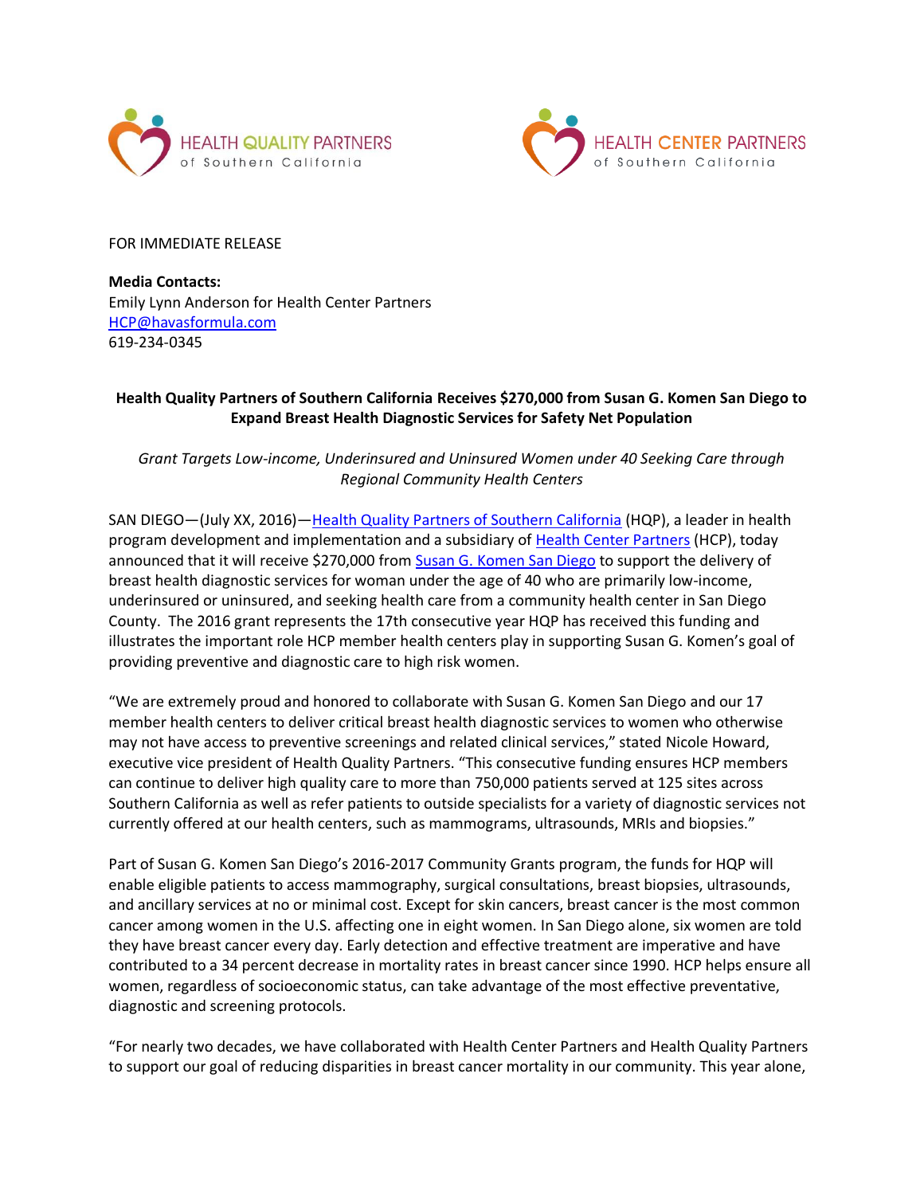HEALTH QUALITY PARTNERS of Southern California

HEALTH CENTER PARTNERS of Southern California

FOR IMMEDIATE RELEASE

**Media Contacts:**
Emily Lynn Anderson for Health Center Partners
HCP@havasformula.com
619-234-0345

**Health Quality Partners of Southern California Receives $270,000 from Susan G. Komen San Diego to Expand Breast Health Diagnostic Services for Safety Net Population**

*Grant Targets Low-income, Underinsured and Uninsured Women under 40 Seeking Care through Regional Community Health Centers*

SAN DIEGO—(July XX, 2016)—Health Quality Partners of Southern California (HQP), a leader in health program development and implementation and a subsidiary of Health Center Partners (HCP), today announced that it will receive $270,000 from Susan G. Komen San Diego to support the delivery of breast health diagnostic services for woman under the age of 40 who are primarily low-income, underinsured or uninsured, and seeking health care from a community health center in San Diego County. The 2016 grant represents the 17th consecutive year HQP has received this funding and illustrates the important role HCP member health centers play in supporting Susan G. Komen's goal of providing preventive and diagnostic care to high risk women.

"We are extremely proud and honored to collaborate with Susan G. Komen San Diego and our 17 member health centers to deliver critical breast health diagnostic services to women who otherwise may not have access to preventive screenings and related clinical services," stated Nicole Howard, executive vice president of Health Quality Partners. "This consecutive funding ensures HCP members can continue to deliver high quality care to more than 750,000 patients served at 125 sites across Southern California as well as refer patients to outside specialists for a variety of diagnostic services not currently offered at our health centers, such as mammograms, ultrasounds, MRIs and biopsies."

Part of Susan G. Komen San Diego's 2016-2017 Community Grants program, the funds for HQP will enable eligible patients to access mammography, surgical consultations, breast biopsies, ultrasounds, and ancillary services at no or minimal cost. Except for skin cancers, breast cancer is the most common cancer among women in the U.S. affecting one in eight women. In San Diego alone, six women are told they have breast cancer every day. Early detection and effective treatment are imperative and have contributed to a 34 percent decrease in mortality rates in breast cancer since 1990. HCP helps ensure all women, regardless of socioeconomic status, can take advantage of the most effective preventative, diagnostic and screening protocols.

"For nearly two decades, we have collaborated with Health Center Partners and Health Quality Partners to support our goal of reducing disparities in breast cancer mortality in our community. This year alone,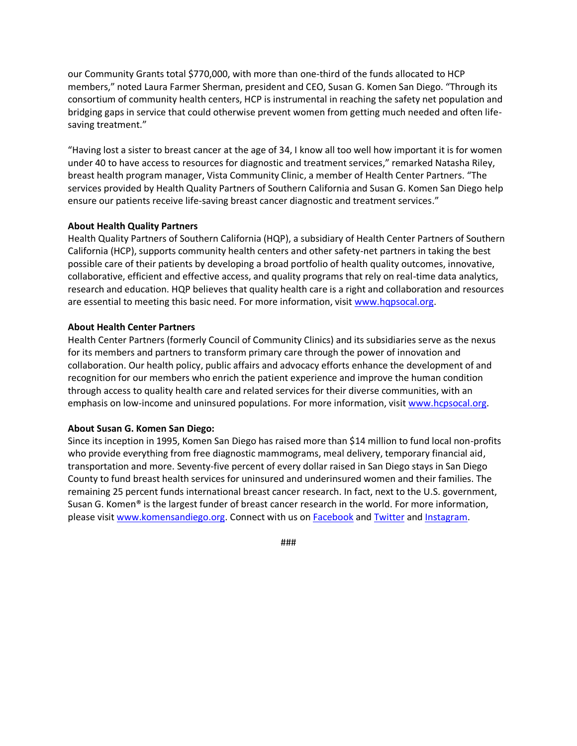our Community Grants total $770,000, with more than one-third of the funds allocated to HCP members," noted Laura Farmer Sherman, president and CEO, Susan G. Komen San Diego. "Through its consortium of community health centers, HCP is instrumental in reaching the safety net population and bridging gaps in service that could otherwise prevent women from getting much needed and often life-saving treatment."

"Having lost a sister to breast cancer at the age of 34, I know all too well how important it is for women under 40 to have access to resources for diagnostic and treatment services," remarked Natasha Riley, breast health program manager, Vista Community Clinic, a member of Health Center Partners. "The services provided by Health Quality Partners of Southern California and Susan G. Komen San Diego help ensure our patients receive life-saving breast cancer diagnostic and treatment services."

**About Health Quality Partners**

Health Quality Partners of Southern California (HQP), a subsidiary of Health Center Partners of Southern California (HCP), supports community health centers and other safety-net partners in taking the best possible care of their patients by developing a broad portfolio of health quality outcomes, innovative, collaborative, efficient and effective access, and quality programs that rely on real-time data analytics, research and education. HQP believes that quality health care is a right and collaboration and resources are essential to meeting this basic need. For more information, visit [www.hqpsocal.org](www.hqpsocal.org).

**About Health Center Partners**

Health Center Partners (formerly Council of Community Clinics) and its subsidiaries serve as the nexus for its members and partners to transform primary care through the power of innovation and collaboration. Our health policy, public affairs and advocacy efforts enhance the development of and recognition for our members who enrich the patient experience and improve the human condition through access to quality health care and related services for their diverse communities, with an emphasis on low-income and uninsured populations. For more information, visit [www.hcpsocal.org](www.hcpsocal.org).

**About Susan G. Komen San Diego:**

Since its inception in 1995, Komen San Diego has raised more than $14 million to fund local non-profits who provide everything from free diagnostic mammograms, meal delivery, temporary financial aid, transportation and more. Seventy-five percent of every dollar raised in San Diego stays in San Diego County to fund breast health services for uninsured and underinsured women and their families. The remaining 25 percent funds international breast cancer research. In fact, next to the U.S. government, Susan G. Komen® is the largest funder of breast cancer research in the world. For more information, please visit [www.komensandiego.org](www.komensandiego.org). Connect with us on Facebook and Twitter and Instagram.

###